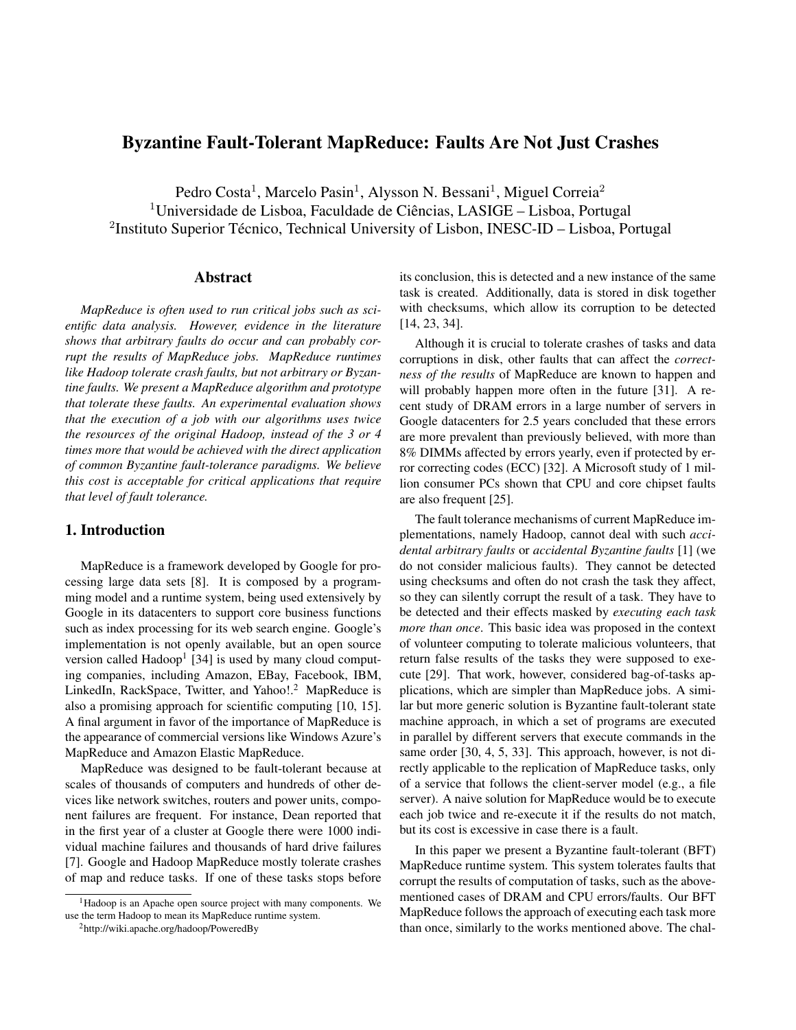# Byzantine Fault-Tolerant MapReduce: Faults Are Not Just Crashes

Pedro Costa[1], Marcelo Pasin[1], Alysson N. Bessani[1], Miguel Correia[2]
[1]Universidade de Lisboa, Faculdade de Ciências, LASIGE – Lisboa, Portugal
[2]Instituto Superior Técnico, Technical University of Lisbon, INESC-ID – Lisboa, Portugal

## Abstract

*MapReduce is often used to run critical jobs such as scientific data analysis. However, evidence in the literature shows that arbitrary faults do occur and can probably corrupt the results of MapReduce jobs. MapReduce runtimes like Hadoop tolerate crash faults, but not arbitrary or Byzantine faults. We present a MapReduce algorithm and prototype that tolerate these faults. An experimental evaluation shows that the execution of a job with our algorithms uses twice the resources of the original Hadoop, instead of the 3 or 4 times more that would be achieved with the direct application of common Byzantine fault-tolerance paradigms. We believe this cost is acceptable for critical applications that require that level of fault tolerance.*

## 1. Introduction

MapReduce is a framework developed by Google for processing large data sets [8]. It is composed by a programming model and a runtime system, being used extensively by Google in its datacenters to support core business functions such as index processing for its web search engine. Google's implementation is not openly available, but an open source version called Hadoop[1] [34] is used by many cloud computing companies, including Amazon, EBay, Facebook, IBM, LinkedIn, RackSpace, Twitter, and Yahoo!.[2] MapReduce is also a promising approach for scientific computing [10, 15]. A final argument in favor of the importance of MapReduce is the appearance of commercial versions like Windows Azure's MapReduce and Amazon Elastic MapReduce.

MapReduce was designed to be fault-tolerant because at scales of thousands of computers and hundreds of other devices like network switches, routers and power units, component failures are frequent. For instance, Dean reported that in the first year of a cluster at Google there were 1000 individual machine failures and thousands of hard drive failures [7]. Google and Hadoop MapReduce mostly tolerate crashes of map and reduce tasks. If one of these tasks stops before its conclusion, this is detected and a new instance of the same task is created. Additionally, data is stored in disk together with checksums, which allow its corruption to be detected [14, 23, 34].

Although it is crucial to tolerate crashes of tasks and data corruptions in disk, other faults that can affect the *correctness of the results* of MapReduce are known to happen and will probably happen more often in the future [31]. A recent study of DRAM errors in a large number of servers in Google datacenters for 2.5 years concluded that these errors are more prevalent than previously believed, with more than 8% DIMMs affected by errors yearly, even if protected by error correcting codes (ECC) [32]. A Microsoft study of 1 million consumer PCs shown that CPU and core chipset faults are also frequent [25].

The fault tolerance mechanisms of current MapReduce implementations, namely Hadoop, cannot deal with such *accidental arbitrary faults* or *accidental Byzantine faults* [1] (we do not consider malicious faults). They cannot be detected using checksums and often do not crash the task they affect, so they can silently corrupt the result of a task. They have to be detected and their effects masked by *executing each task more than once*. This basic idea was proposed in the context of volunteer computing to tolerate malicious volunteers, that return false results of the tasks they were supposed to execute [29]. That work, however, considered bag-of-tasks applications, which are simpler than MapReduce jobs. A similar but more generic solution is Byzantine fault-tolerant state machine approach, in which a set of programs are executed in parallel by different servers that execute commands in the same order [30, 4, 5, 33]. This approach, however, is not directly applicable to the replication of MapReduce tasks, only of a service that follows the client-server model (e.g., a file server). A naive solution for MapReduce would be to execute each job twice and re-execute it if the results do not match, but its cost is excessive in case there is a fault.

In this paper we present a Byzantine fault-tolerant (BFT) MapReduce runtime system. This system tolerates faults that corrupt the results of computation of tasks, such as the above-mentioned cases of DRAM and CPU errors/faults. Our BFT MapReduce follows the approach of executing each task more than once, similarly to the works mentioned above. The chal-

[1]Hadoop is an Apache open source project with many components. We use the term Hadoop to mean its MapReduce runtime system.

[2]http://wiki.apache.org/hadoop/PoweredBy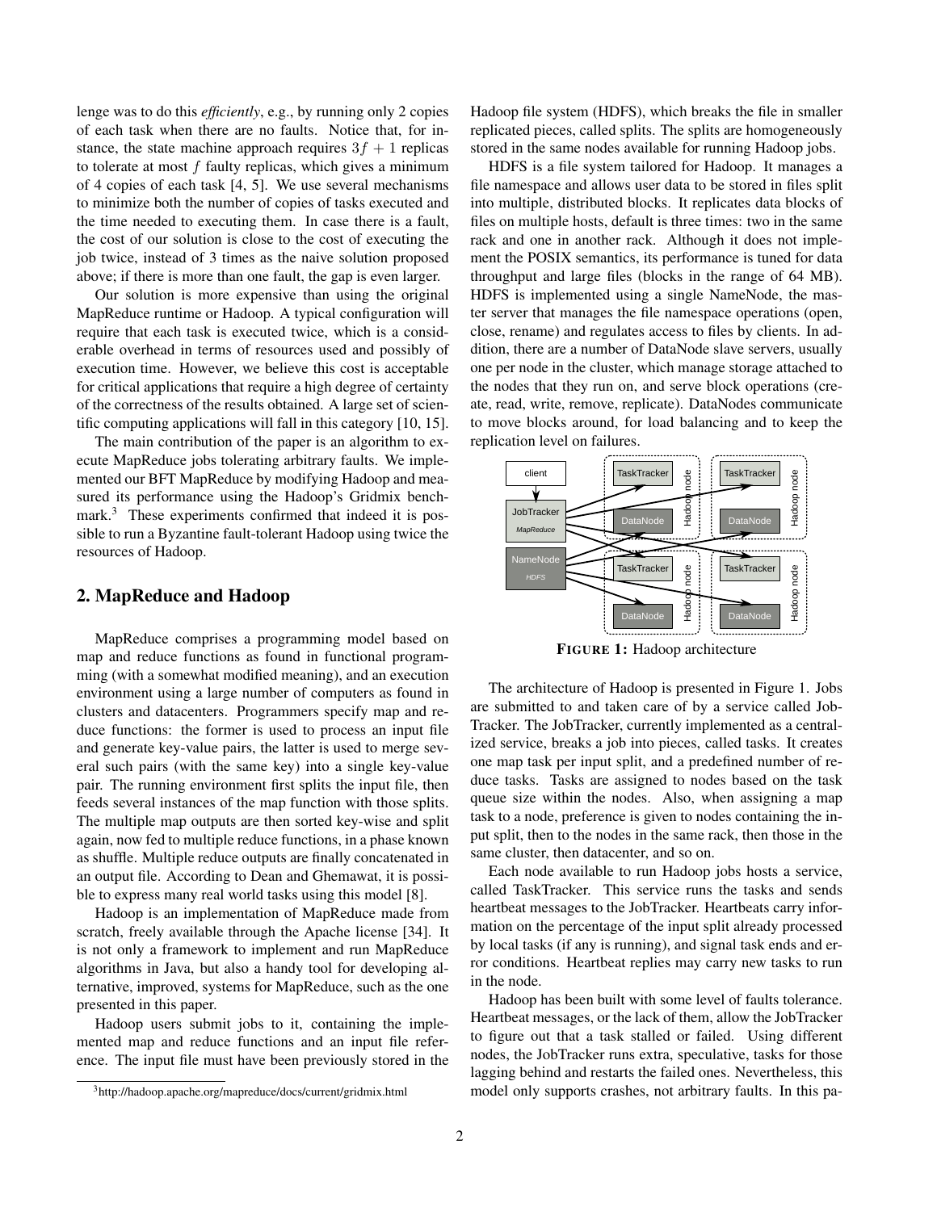lenge was to do this *efficiently*, e.g., by running only 2 copies of each task when there are no faults. Notice that, for instance, the state machine approach requires $3f + 1$ replicas to tolerate at most $f$ faulty replicas, which gives a minimum of 4 copies of each task [4, 5]. We use several mechanisms to minimize both the number of copies of tasks executed and the time needed to executing them. In case there is a fault, the cost of our solution is close to the cost of executing the job twice, instead of 3 times as the naive solution proposed above; if there is more than one fault, the gap is even larger.

Our solution is more expensive than using the original MapReduce runtime or Hadoop. A typical configuration will require that each task is executed twice, which is a considerable overhead in terms of resources used and possibly of execution time. However, we believe this cost is acceptable for critical applications that require a high degree of certainty of the correctness of the results obtained. A large set of scientific computing applications will fall in this category [10, 15].

The main contribution of the paper is an algorithm to execute MapReduce jobs tolerating arbitrary faults. We implemented our BFT MapReduce by modifying Hadoop and measured its performance using the Hadoop's Gridmix benchmark.[3] These experiments confirmed that indeed it is possible to run a Byzantine fault-tolerant Hadoop using twice the resources of Hadoop.

## 2. MapReduce and Hadoop

MapReduce comprises a programming model based on map and reduce functions as found in functional programming (with a somewhat modified meaning), and an execution environment using a large number of computers as found in clusters and datacenters. Programmers specify map and reduce functions: the former is used to process an input file and generate key-value pairs, the latter is used to merge several such pairs (with the same key) into a single key-value pair. The running environment first splits the input file, then feeds several instances of the map function with those splits. The multiple map outputs are then sorted key-wise and split again, now fed to multiple reduce functions, in a phase known as shuffle. Multiple reduce outputs are finally concatenated in an output file. According to Dean and Ghemawat, it is possible to express many real world tasks using this model [8].

Hadoop is an implementation of MapReduce made from scratch, freely available through the Apache license [34]. It is not only a framework to implement and run MapReduce algorithms in Java, but also a handy tool for developing alternative, improved, systems for MapReduce, such as the one presented in this paper.

Hadoop users submit jobs to it, containing the implemented map and reduce functions and an input file reference. The input file must have been previously stored in the Hadoop file system (HDFS), which breaks the file in smaller replicated pieces, called splits. The splits are homogeneously stored in the same nodes available for running Hadoop jobs.

HDFS is a file system tailored for Hadoop. It manages a file namespace and allows user data to be stored in files split into multiple, distributed blocks. It replicates data blocks of files on multiple hosts, default is three times: two in the same rack and one in another rack. Although it does not implement the POSIX semantics, its performance is tuned for data throughput and large files (blocks in the range of 64 MB). HDFS is implemented using a single NameNode, the master server that manages the file namespace operations (open, close, rename) and regulates access to files by clients. In addition, there are a number of DataNode slave servers, usually one per node in the cluster, which manage storage attached to the nodes that they run on, and serve block operations (create, read, write, remove, replicate). DataNodes communicate to move blocks around, for load balancing and to keep the replication level on failures.

**FIGURE 1:** Hadoop architecture

The architecture of Hadoop is presented in Figure 1. Jobs are submitted to and taken care of by a service called JobTracker. The JobTracker, currently implemented as a centralized service, breaks a job into pieces, called tasks. It creates one map task per input split, and a predefined number of reduce tasks. Tasks are assigned to nodes based on the task queue size within the nodes. Also, when assigning a map task to a node, preference is given to nodes containing the input split, then to the nodes in the same rack, then those in the same cluster, then datacenter, and so on.

Each node available to run Hadoop jobs hosts a service, called TaskTracker. This service runs the tasks and sends heartbeat messages to the JobTracker. Heartbeats carry information on the percentage of the input split already processed by local tasks (if any is running), and signal task ends and error conditions. Heartbeat replies may carry new tasks to run in the node.

Hadoop has been built with some level of faults tolerance. Heartbeat messages, or the lack of them, allow the JobTracker to figure out that a task stalled or failed. Using different nodes, the JobTracker runs extra, speculative, tasks for those lagging behind and restarts the failed ones. Nevertheless, this model only supports crashes, not arbitrary faults. In this pa-

[3] http://hadoop.apache.org/mapreduce/docs/current/gridmix.html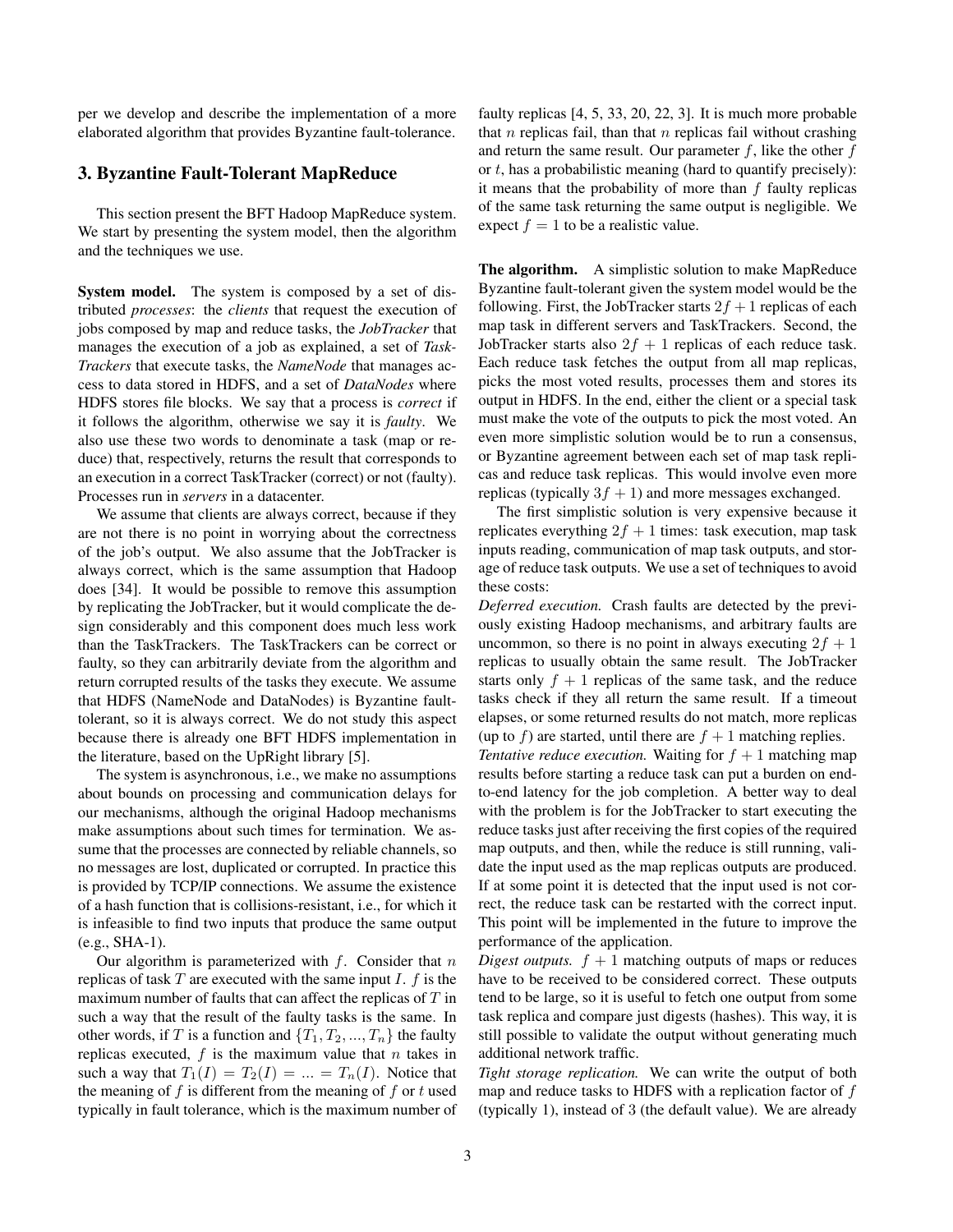per we develop and describe the implementation of a more elaborated algorithm that provides Byzantine fault-tolerance.

## 3. Byzantine Fault-Tolerant MapReduce

This section present the BFT Hadoop MapReduce system. We start by presenting the system model, then the algorithm and the techniques we use.

**System model.** The system is composed by a set of distributed *processes*: the *clients* that request the execution of jobs composed by map and reduce tasks, the *JobTracker* that manages the execution of a job as explained, a set of *TaskTrackers* that execute tasks, the *NameNode* that manages access to data stored in HDFS, and a set of *DataNodes* where HDFS stores file blocks. We say that a process is *correct* if it follows the algorithm, otherwise we say it is *faulty*. We also use these two words to denominate a task (map or reduce) that, respectively, returns the result that corresponds to an execution in a correct TaskTracker (correct) or not (faulty). Processes run in *servers* in a datacenter.

We assume that clients are always correct, because if they are not there is no point in worrying about the correctness of the job's output. We also assume that the JobTracker is always correct, which is the same assumption that Hadoop does [34]. It would be possible to remove this assumption by replicating the JobTracker, but it would complicate the design considerably and this component does much less work than the TaskTrackers. The TaskTrackers can be correct or faulty, so they can arbitrarily deviate from the algorithm and return corrupted results of the tasks they execute. We assume that HDFS (NameNode and DataNodes) is Byzantine fault-tolerant, so it is always correct. We do not study this aspect because there is already one BFT HDFS implementation in the literature, based on the UpRight library [5].

The system is asynchronous, i.e., we make no assumptions about bounds on processing and communication delays for our mechanisms, although the original Hadoop mechanisms make assumptions about such times for termination. We assume that the processes are connected by reliable channels, so no messages are lost, duplicated or corrupted. In practice this is provided by TCP/IP connections. We assume the existence of a hash function that is collisions-resistant, i.e., for which it is infeasible to find two inputs that produce the same output (e.g., SHA-1).

Our algorithm is parameterized with $f$. Consider that $n$ replicas of task $T$ are executed with the same input $I$. $f$ is the maximum number of faults that can affect the replicas of $T$ in such a way that the result of the faulty tasks is the same. In other words, if $T$ is a function and $\{T_1, T_2, ..., T_n\}$ the faulty replicas executed, $f$ is the maximum value that $n$ takes in such a way that $T_1(I) = T_2(I) = ... = T_n(I)$. Notice that the meaning of $f$ is different from the meaning of $f$ or $t$ used typically in fault tolerance, which is the maximum number of faulty replicas [4, 5, 33, 20, 22, 3]. It is much more probable that $n$ replicas fail, than that $n$ replicas fail without crashing and return the same result. Our parameter $f$, like the other $f$ or $t$, has a probabilistic meaning (hard to quantify precisely): it means that the probability of more than $f$ faulty replicas of the same task returning the same output is negligible. We expect $f = 1$ to be a realistic value.

**The algorithm.** A simplistic solution to make MapReduce Byzantine fault-tolerant given the system model would be the following. First, the JobTracker starts $2f+1$ replicas of each map task in different servers and TaskTrackers. Second, the JobTracker starts also $2f + 1$ replicas of each reduce task. Each reduce task fetches the output from all map replicas, picks the most voted results, processes them and stores its output in HDFS. In the end, either the client or a special task must make the vote of the outputs to pick the most voted. An even more simplistic solution would be to run a consensus, or Byzantine agreement between each set of map task replicas and reduce task replicas. This would involve even more replicas (typically $3f + 1$) and more messages exchanged.

The first simplistic solution is very expensive because it replicates everything $2f + 1$ times: task execution, map task inputs reading, communication of map task outputs, and storage of reduce task outputs. We use a set of techniques to avoid these costs:

*Deferred execution.* Crash faults are detected by the previously existing Hadoop mechanisms, and arbitrary faults are uncommon, so there is no point in always executing $2f + 1$ replicas to usually obtain the same result. The JobTracker starts only $f + 1$ replicas of the same task, and the reduce tasks check if they all return the same result. If a timeout elapses, or some returned results do not match, more replicas (up to $f$) are started, until there are $f + 1$ matching replies.

*Tentative reduce execution.* Waiting for $f + 1$ matching map results before starting a reduce task can put a burden on end-to-end latency for the job completion. A better way to deal with the problem is for the JobTracker to start executing the reduce tasks just after receiving the first copies of the required map outputs, and then, while the reduce is still running, validate the input used as the map replicas outputs are produced. If at some point it is detected that the input used is not correct, the reduce task can be restarted with the correct input. This point will be implemented in the future to improve the performance of the application.

*Digest outputs.* $f + 1$ matching outputs of maps or reduces have to be received to be considered correct. These outputs tend to be large, so it is useful to fetch one output from some task replica and compare just digests (hashes). This way, it is still possible to validate the output without generating much additional network traffic.

*Tight storage replication.* We can write the output of both map and reduce tasks to HDFS with a replication factor of $f$ (typically 1), instead of 3 (the default value). We are already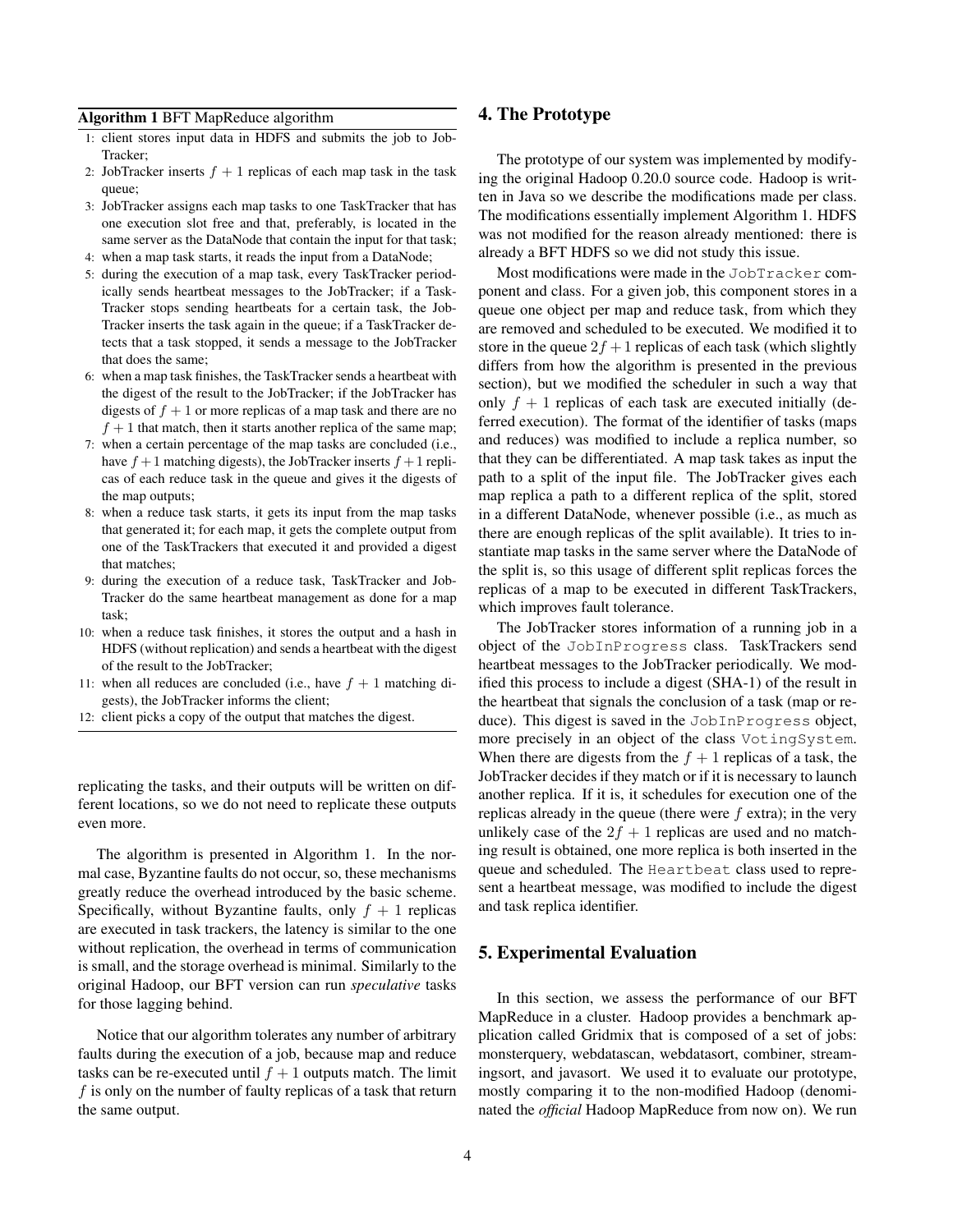**Algorithm 1** BFT MapReduce algorithm

1: client stores input data in HDFS and submits the job to JobTracker;
2: JobTracker inserts $f + 1$ replicas of each map task in the task queue;
3: JobTracker assigns each map tasks to one TaskTracker that has one execution slot free and that, preferably, is located in the same server as the DataNode that contain the input for that task;
4: when a map task starts, it reads the input from a DataNode;
5: during the execution of a map task, every TaskTracker periodically sends heartbeat messages to the JobTracker; if a TaskTracker stops sending heartbeats for a certain task, the JobTracker inserts the task again in the queue; if a TaskTracker detects that a task stopped, it sends a message to the JobTracker that does the same;
6: when a map task finishes, the TaskTracker sends a heartbeat with the digest of the result to the JobTracker; if the JobTracker has digests of $f + 1$ or more replicas of a map task and there are no $f + 1$ that match, then it starts another replica of the same map;
7: when a certain percentage of the map tasks are concluded (i.e., have $f + 1$ matching digests), the JobTracker inserts $f + 1$ replicas of each reduce task in the queue and gives it the digests of the map outputs;
8: when a reduce task starts, it gets its input from the map tasks that generated it; for each map, it gets the complete output from one of the TaskTrackers that executed it and provided a digest that matches;
9: during the execution of a reduce task, TaskTracker and JobTracker do the same heartbeat management as done for a map task;
10: when a reduce task finishes, it stores the output and a hash in HDFS (without replication) and sends a heartbeat with the digest of the result to the JobTracker;
11: when all reduces are concluded (i.e., have $f + 1$ matching digests), the JobTracker informs the client;
12: client picks a copy of the output that matches the digest.

replicating the tasks, and their outputs will be written on different locations, so we do not need to replicate these outputs even more.

The algorithm is presented in Algorithm 1. In the normal case, Byzantine faults do not occur, so, these mechanisms greatly reduce the overhead introduced by the basic scheme. Specifically, without Byzantine faults, only $f + 1$ replicas are executed in task trackers, the latency is similar to the one without replication, the overhead in terms of communication is small, and the storage overhead is minimal. Similarly to the original Hadoop, our BFT version can run *speculative* tasks for those lagging behind.

Notice that our algorithm tolerates any number of arbitrary faults during the execution of a job, because map and reduce tasks can be re-executed until $f + 1$ outputs match. The limit $f$ is only on the number of faulty replicas of a task that return the same output.

## 4. The Prototype

The prototype of our system was implemented by modifying the original Hadoop 0.20.0 source code. Hadoop is written in Java so we describe the modifications made per class. The modifications essentially implement Algorithm 1. HDFS was not modified for the reason already mentioned: there is already a BFT HDFS so we did not study this issue.

Most modifications were made in the `JobTracker` component and class. For a given job, this component stores in a queue one object per map and reduce task, from which they are removed and scheduled to be executed. We modified it to store in the queue $2f + 1$ replicas of each task (which slightly differs from how the algorithm is presented in the previous section), but we modified the scheduler in such a way that only $f + 1$ replicas of each task are executed initially (deferred execution). The format of the identifier of tasks (maps and reduces) was modified to include a replica number, so that they can be differentiated. A map task takes as input the path to a split of the input file. The JobTracker gives each map replica a path to a different replica of the split, stored in a different DataNode, whenever possible (i.e., as much as there are enough replicas of the split available). It tries to instantiate map tasks in the same server where the DataNode of the split is, so this usage of different split replicas forces the replicas of a map to be executed in different TaskTrackers, which improves fault tolerance.

The JobTracker stores information of a running job in a object of the `JobInProgress` class. TaskTrackers send heartbeat messages to the JobTracker periodically. We modified this process to include a digest (SHA-1) of the result in the heartbeat that signals the conclusion of a task (map or reduce). This digest is saved in the `JobInProgress` object, more precisely in an object of the class `VotingSystem`. When there are digests from the $f + 1$ replicas of a task, the JobTracker decides if they match or if it is necessary to launch another replica. If it is, it schedules for execution one of the replicas already in the queue (there were $f$ extra); in the very unlikely case of the $2f + 1$ replicas are used and no matching result is obtained, one more replica is both inserted in the queue and scheduled. The `Heartbeat` class used to represent a heartbeat message, was modified to include the digest and task replica identifier.

## 5. Experimental Evaluation

In this section, we assess the performance of our BFT MapReduce in a cluster. Hadoop provides a benchmark application called Gridmix that is composed of a set of jobs: monsterquery, webdatascan, webdatasort, combiner, streamingsort, and javasort. We used it to evaluate our prototype, mostly comparing it to the non-modified Hadoop (denominated the *official* Hadoop MapReduce from now on). We run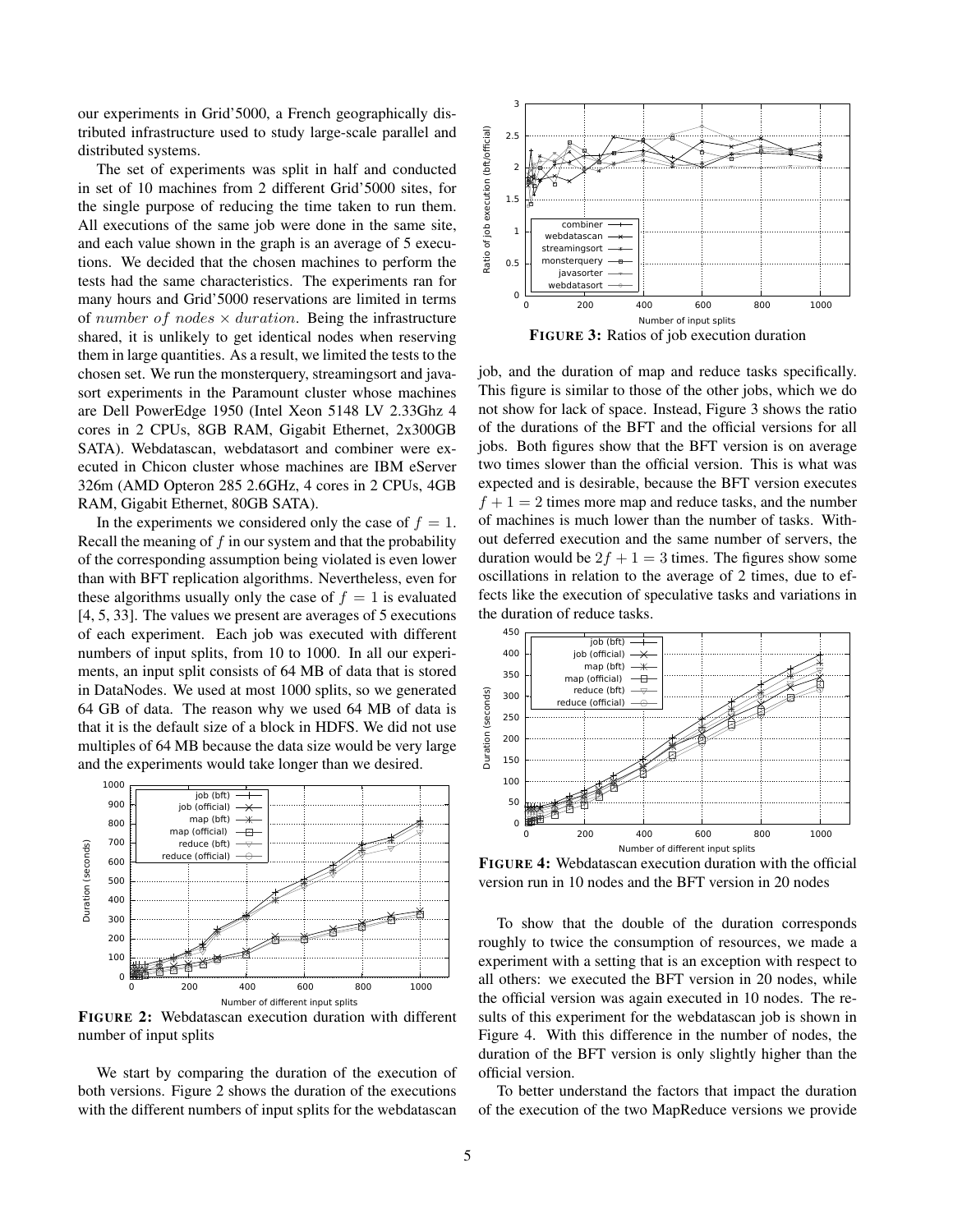our experiments in Grid'5000, a French geographically distributed infrastructure used to study large-scale parallel and distributed systems.

The set of experiments was split in half and conducted in set of 10 machines from 2 different Grid'5000 sites, for the single purpose of reducing the time taken to run them. All executions of the same job were done in the same site, and each value shown in the graph is an average of 5 executions. We decided that the chosen machines to perform the tests had the same characteristics. The experiments ran for many hours and Grid'5000 reservations are limited in terms of $number\ of\ nodes \times duration$. Being the infrastructure shared, it is unlikely to get identical nodes when reserving them in large quantities. As a result, we limited the tests to the chosen set. We run the monsterquery, streamingsort and javasort experiments in the Paramount cluster whose machines are Dell PowerEdge 1950 (Intel Xeon 5148 LV 2.33Ghz 4 cores in 2 CPUs, 8GB RAM, Gigabit Ethernet, 2x300GB SATA). Webdatascan, webdatasort and combiner were executed in Chicon cluster whose machines are IBM eServer 326m (AMD Opteron 285 2.6GHz, 4 cores in 2 CPUs, 4GB RAM, Gigabit Ethernet, 80GB SATA).

In the experiments we considered only the case of $f = 1$. Recall the meaning of $f$ in our system and that the probability of the corresponding assumption being violated is even lower than with BFT replication algorithms. Nevertheless, even for these algorithms usually only the case of $f = 1$ is evaluated [4, 5, 33]. The values we present are averages of 5 executions of each experiment. Each job was executed with different numbers of input splits, from 10 to 1000. In all our experiments, an input split consists of 64 MB of data that is stored in DataNodes. We used at most 1000 splits, so we generated 64 GB of data. The reason why we used 64 MB of data is that it is the default size of a block in HDFS. We did not use multiples of 64 MB because the data size would be very large and the experiments would take longer than we desired.

**FIGURE 2:** Webdatascan execution duration with different number of input splits

We start by comparing the duration of the execution of both versions. Figure 2 shows the duration of the executions with the different numbers of input splits for the webdatascan job, and the duration of map and reduce tasks specifically. This figure is similar to those of the other jobs, which we do not show for lack of space. Instead, Figure 3 shows the ratio of the durations of the BFT and the official versions for all jobs. Both figures show that the BFT version is on average two times slower than the official version. This is what was expected and is desirable, because the BFT version executes $f + 1 = 2$ times more map and reduce tasks, and the number of machines is much lower than the number of tasks. Without deferred execution and the same number of servers, the duration would be $2f + 1 = 3$ times. The figures show some oscillations in relation to the average of 2 times, due to effects like the execution of speculative tasks and variations in the duration of reduce tasks.

**FIGURE 3:** Ratios of job execution duration

**FIGURE 4:** Webdatascan execution duration with the official version run in 10 nodes and the BFT version in 20 nodes

To show that the double of the duration corresponds roughly to twice the consumption of resources, we made a experiment with a setting that is an exception with respect to all others: we executed the BFT version in 20 nodes, while the official version was again executed in 10 nodes. The results of this experiment for the webdatascan job is shown in Figure 4. With this difference in the number of nodes, the duration of the BFT version is only slightly higher than the official version.

To better understand the factors that impact the duration of the execution of the two MapReduce versions we provide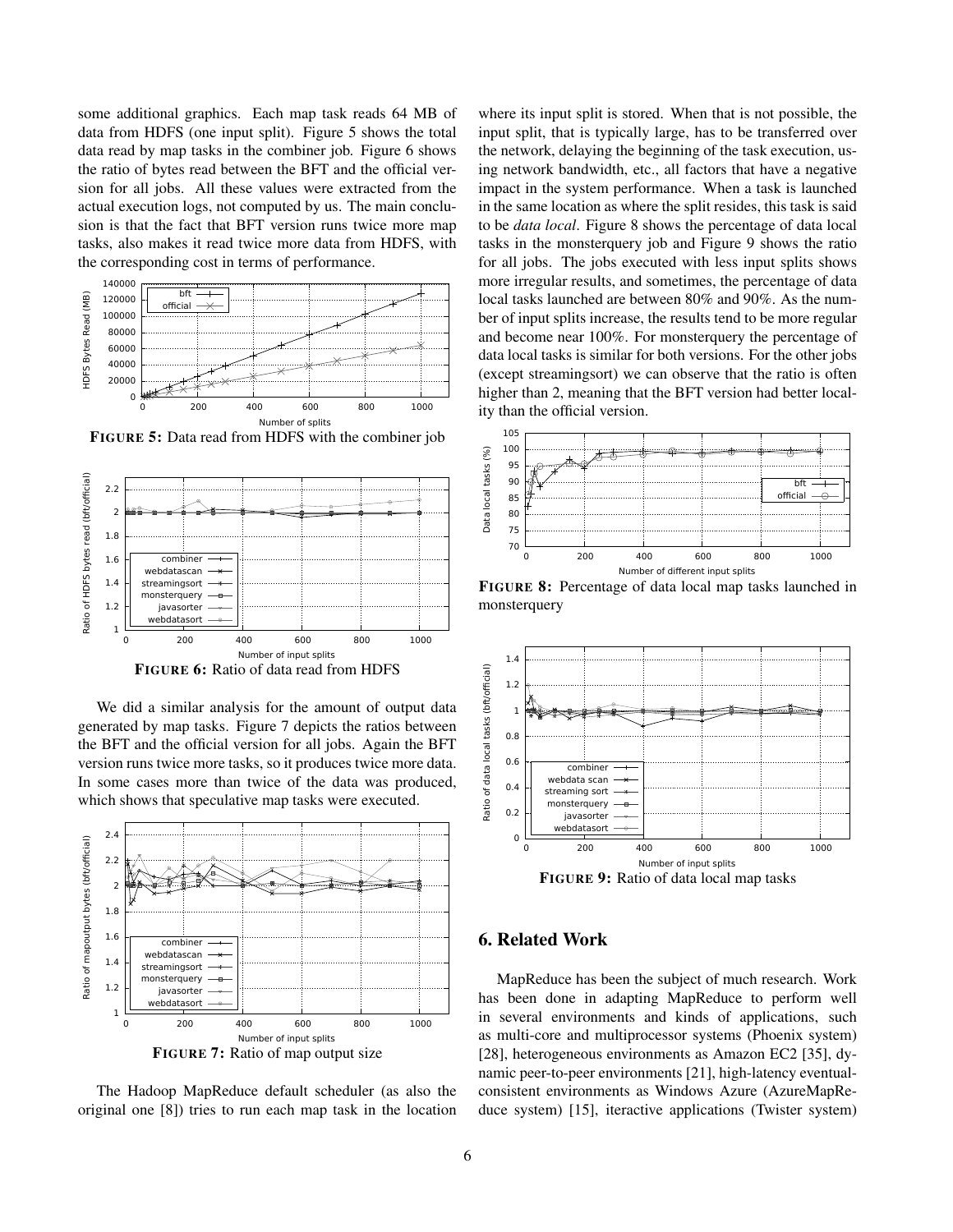some additional graphics. Each map task reads 64 MB of data from HDFS (one input split). Figure 5 shows the total data read by map tasks in the combiner job. Figure 6 shows the ratio of bytes read between the BFT and the official version for all jobs. All these values were extracted from the actual execution logs, not computed by us. The main conclusion is that the fact that BFT version runs twice more map tasks, also makes it read twice more data from HDFS, with the corresponding cost in terms of performance.

**FIGURE 5:** Data read from HDFS with the combiner job

**FIGURE 6:** Ratio of data read from HDFS

We did a similar analysis for the amount of output data generated by map tasks. Figure 7 depicts the ratios between the BFT and the official version for all jobs. Again the BFT version runs twice more tasks, so it produces twice more data. In some cases more than twice of the data was produced, which shows that speculative map tasks were executed.

**FIGURE 7:** Ratio of map output size

The Hadoop MapReduce default scheduler (as also the original one [8]) tries to run each map task in the location where its input split is stored. When that is not possible, the input split, that is typically large, has to be transferred over the network, delaying the beginning of the task execution, using network bandwidth, etc., all factors that have a negative impact in the system performance. When a task is launched in the same location as where the split resides, this task is said to be *data local*. Figure 8 shows the percentage of data local tasks in the monsterquery job and Figure 9 shows the ratio for all jobs. The jobs executed with less input splits shows more irregular results, and sometimes, the percentage of data local tasks launched are between 80% and 90%. As the number of input splits increase, the results tend to be more regular and become near 100%. For monsterquery the percentage of data local tasks is similar for both versions. For the other jobs (except streamingsort) we can observe that the ratio is often higher than 2, meaning that the BFT version had better locality than the official version.

**FIGURE 8:** Percentage of data local map tasks launched in monsterquery

**FIGURE 9:** Ratio of data local map tasks

## 6. Related Work

MapReduce has been the subject of much research. Work has been done in adapting MapReduce to perform well in several environments and kinds of applications, such as multi-core and multiprocessor systems (Phoenix system) [28], heterogeneous environments as Amazon EC2 [35], dynamic peer-to-peer environments [21], high-latency eventual-consistent environments as Windows Azure (AzureMapReduce system) [15], iteractive applications (Twister system)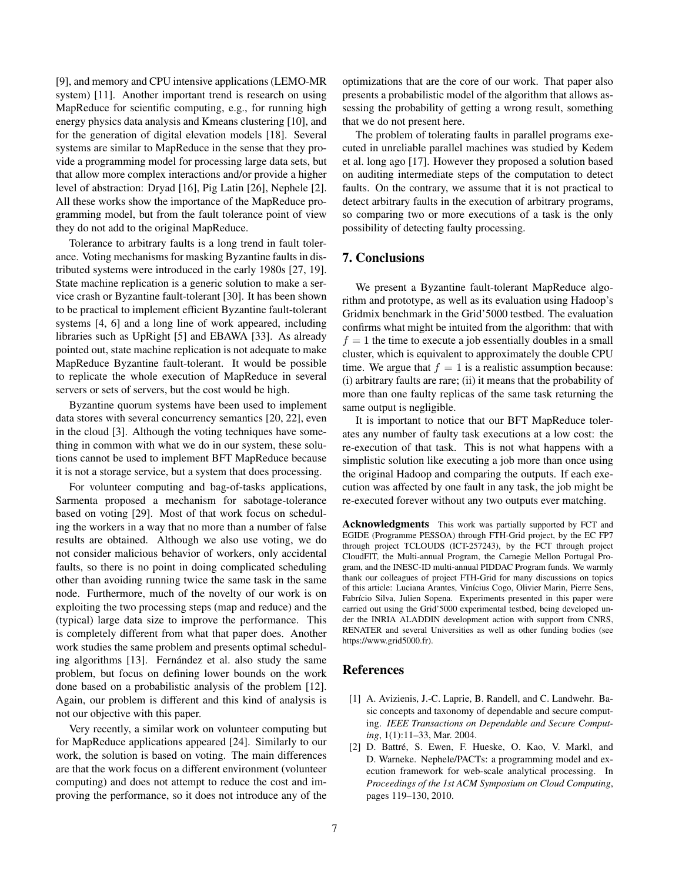[9], and memory and CPU intensive applications (LEMO-MR system) [11]. Another important trend is research on using MapReduce for scientific computing, e.g., for running high energy physics data analysis and Kmeans clustering [10], and for the generation of digital elevation models [18]. Several systems are similar to MapReduce in the sense that they provide a programming model for processing large data sets, but that allow more complex interactions and/or provide a higher level of abstraction: Dryad [16], Pig Latin [26], Nephele [2]. All these works show the importance of the MapReduce programming model, but from the fault tolerance point of view they do not add to the original MapReduce.

Tolerance to arbitrary faults is a long trend in fault tolerance. Voting mechanisms for masking Byzantine faults in distributed systems were introduced in the early 1980s [27, 19]. State machine replication is a generic solution to make a service crash or Byzantine fault-tolerant [30]. It has been shown to be practical to implement efficient Byzantine fault-tolerant systems [4, 6] and a long line of work appeared, including libraries such as UpRight [5] and EBAWA [33]. As already pointed out, state machine replication is not adequate to make MapReduce Byzantine fault-tolerant. It would be possible to replicate the whole execution of MapReduce in several servers or sets of servers, but the cost would be high.

Byzantine quorum systems have been used to implement data stores with several concurrency semantics [20, 22], even in the cloud [3]. Although the voting techniques have something in common with what we do in our system, these solutions cannot be used to implement BFT MapReduce because it is not a storage service, but a system that does processing.

For volunteer computing and bag-of-tasks applications, Sarmenta proposed a mechanism for sabotage-tolerance based on voting [29]. Most of that work focus on scheduling the workers in a way that no more than a number of false results are obtained. Although we also use voting, we do not consider malicious behavior of workers, only accidental faults, so there is no point in doing complicated scheduling other than avoiding running twice the same task in the same node. Furthermore, much of the novelty of our work is on exploiting the two processing steps (map and reduce) and the (typical) large data size to improve the performance. This is completely different from what that paper does. Another work studies the same problem and presents optimal scheduling algorithms [13]. Fernández et al. also study the same problem, but focus on defining lower bounds on the work done based on a probabilistic analysis of the problem [12]. Again, our problem is different and this kind of analysis is not our objective with this paper.

Very recently, a similar work on volunteer computing but for MapReduce applications appeared [24]. Similarly to our work, the solution is based on voting. The main differences are that the work focus on a different environment (volunteer computing) and does not attempt to reduce the cost and improving the performance, so it does not introduce any of the optimizations that are the core of our work. That paper also presents a probabilistic model of the algorithm that allows assessing the probability of getting a wrong result, something that we do not present here.

The problem of tolerating faults in parallel programs executed in unreliable parallel machines was studied by Kedem et al. long ago [17]. However they proposed a solution based on auditing intermediate steps of the computation to detect faults. On the contrary, we assume that it is not practical to detect arbitrary faults in the execution of arbitrary programs, so comparing two or more executions of a task is the only possibility of detecting faulty processing.

## 7. Conclusions

We present a Byzantine fault-tolerant MapReduce algorithm and prototype, as well as its evaluation using Hadoop's Gridmix benchmark in the Grid'5000 testbed. The evaluation confirms what might be intuited from the algorithm: that with $f = 1$ the time to execute a job essentially doubles in a small cluster, which is equivalent to approximately the double CPU time. We argue that $f = 1$ is a realistic assumption because: (i) arbitrary faults are rare; (ii) it means that the probability of more than one faulty replicas of the same task returning the same output is negligible.

It is important to notice that our BFT MapReduce tolerates any number of faulty task executions at a low cost: the re-execution of that task. This is not what happens with a simplistic solution like executing a job more than once using the original Hadoop and comparing the outputs. If each execution was affected by one fault in any task, the job might be re-executed forever without any two outputs ever matching.

**Acknowledgments** This work was partially supported by FCT and EGIDE (Programme PESSOA) through FTH-Grid project, by the EC FP7 through project TCLOUDS (ICT-257243), by the FCT through project CloudFIT, the Multi-annual Program, the Carnegie Mellon Portugal Program, and the INESC-ID multi-annual PIDDAC Program funds. We warmly thank our colleagues of project FTH-Grid for many discussions on topics of this article: Luciana Arantes, Vinícius Cogo, Olivier Marin, Pierre Sens, Fabrício Silva, Julien Sopena. Experiments presented in this paper were carried out using the Grid'5000 experimental testbed, being developed under the INRIA ALADDIN development action with support from CNRS, RENATER and several Universities as well as other funding bodies (see https://www.grid5000.fr).

## References

[1] A. Avizienis, J.-C. Laprie, B. Randell, and C. Landwehr. Basic concepts and taxonomy of dependable and secure computing. *IEEE Transactions on Dependable and Secure Computing*, 1(1):11–33, Mar. 2004.

[2] D. Battré, S. Ewen, F. Hueske, O. Kao, V. Markl, and D. Warneke. Nephele/PACTs: a programming model and execution framework for web-scale analytical processing. In *Proceedings of the 1st ACM Symposium on Cloud Computing*, pages 119–130, 2010.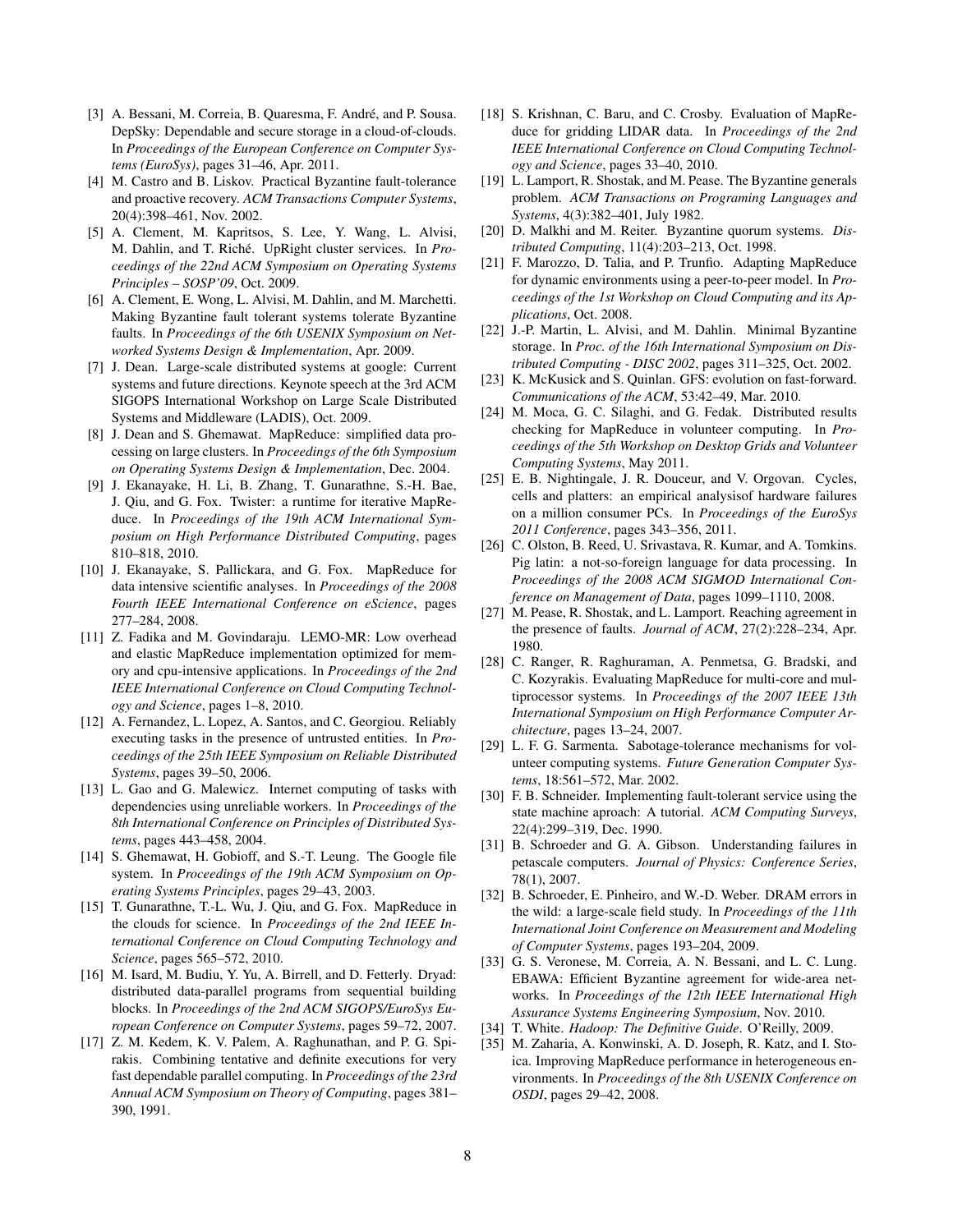[3] A. Bessani, M. Correia, B. Quaresma, F. André, and P. Sousa. DepSky: Dependable and secure storage in a cloud-of-clouds. In *Proceedings of the European Conference on Computer Systems (EuroSys)*, pages 31–46, Apr. 2011.

[4] M. Castro and B. Liskov. Practical Byzantine fault-tolerance and proactive recovery. *ACM Transactions Computer Systems*, 20(4):398–461, Nov. 2002.

[5] A. Clement, M. Kapritsos, S. Lee, Y. Wang, L. Alvisi, M. Dahlin, and T. Riché. UpRight cluster services. In *Proceedings of the 22nd ACM Symposium on Operating Systems Principles – SOSP'09*, Oct. 2009.

[6] A. Clement, E. Wong, L. Alvisi, M. Dahlin, and M. Marchetti. Making Byzantine fault tolerant systems tolerate Byzantine faults. In *Proceedings of the 6th USENIX Symposium on Networked Systems Design & Implementation*, Apr. 2009.

[7] J. Dean. Large-scale distributed systems at google: Current systems and future directions. Keynote speech at the 3rd ACM SIGOPS International Workshop on Large Scale Distributed Systems and Middleware (LADIS), Oct. 2009.

[8] J. Dean and S. Ghemawat. MapReduce: simplified data processing on large clusters. In *Proceedings of the 6th Symposium on Operating Systems Design & Implementation*, Dec. 2004.

[9] J. Ekanayake, H. Li, B. Zhang, T. Gunarathne, S.-H. Bae, J. Qiu, and G. Fox. Twister: a runtime for iterative MapReduce. In *Proceedings of the 19th ACM International Symposium on High Performance Distributed Computing*, pages 810–818, 2010.

[10] J. Ekanayake, S. Pallickara, and G. Fox. MapReduce for data intensive scientific analyses. In *Proceedings of the 2008 Fourth IEEE International Conference on eScience*, pages 277–284, 2008.

[11] Z. Fadika and M. Govindaraju. LEMO-MR: Low overhead and elastic MapReduce implementation optimized for memory and cpu-intensive applications. In *Proceedings of the 2nd IEEE International Conference on Cloud Computing Technology and Science*, pages 1–8, 2010.

[12] A. Fernandez, L. Lopez, A. Santos, and C. Georgiou. Reliably executing tasks in the presence of untrusted entities. In *Proceedings of the 25th IEEE Symposium on Reliable Distributed Systems*, pages 39–50, 2006.

[13] L. Gao and G. Malewicz. Internet computing of tasks with dependencies using unreliable workers. In *Proceedings of the 8th International Conference on Principles of Distributed Systems*, pages 443–458, 2004.

[14] S. Ghemawat, H. Gobioff, and S.-T. Leung. The Google file system. In *Proceedings of the 19th ACM Symposium on Operating Systems Principles*, pages 29–43, 2003.

[15] T. Gunarathne, T.-L. Wu, J. Qiu, and G. Fox. MapReduce in the clouds for science. In *Proceedings of the 2nd IEEE International Conference on Cloud Computing Technology and Science*, pages 565–572, 2010.

[16] M. Isard, M. Budiu, Y. Yu, A. Birrell, and D. Fetterly. Dryad: distributed data-parallel programs from sequential building blocks. In *Proceedings of the 2nd ACM SIGOPS/EuroSys European Conference on Computer Systems*, pages 59–72, 2007.

[17] Z. M. Kedem, K. V. Palem, A. Raghunathan, and P. G. Spirakis. Combining tentative and definite executions for very fast dependable parallel computing. In *Proceedings of the 23rd Annual ACM Symposium on Theory of Computing*, pages 381–390, 1991.

[18] S. Krishnan, C. Baru, and C. Crosby. Evaluation of MapReduce for gridding LIDAR data. In *Proceedings of the 2nd IEEE International Conference on Cloud Computing Technology and Science*, pages 33–40, 2010.

[19] L. Lamport, R. Shostak, and M. Pease. The Byzantine generals problem. *ACM Transactions on Programing Languages and Systems*, 4(3):382–401, July 1982.

[20] D. Malkhi and M. Reiter. Byzantine quorum systems. *Distributed Computing*, 11(4):203–213, Oct. 1998.

[21] F. Marozzo, D. Talia, and P. Trunfio. Adapting MapReduce for dynamic environments using a peer-to-peer model. In *Proceedings of the 1st Workshop on Cloud Computing and its Applications*, Oct. 2008.

[22] J.-P. Martin, L. Alvisi, and M. Dahlin. Minimal Byzantine storage. In *Proc. of the 16th International Symposium on Distributed Computing - DISC 2002*, pages 311–325, Oct. 2002.

[23] K. McKusick and S. Quinlan. GFS: evolution on fast-forward. *Communications of the ACM*, 53:42–49, Mar. 2010.

[24] M. Moca, G. C. Silaghi, and G. Fedak. Distributed results checking for MapReduce in volunteer computing. In *Proceedings of the 5th Workshop on Desktop Grids and Volunteer Computing Systems*, May 2011.

[25] E. B. Nightingale, J. R. Douceur, and V. Orgovan. Cycles, cells and platters: an empirical analysisof hardware failures on a million consumer PCs. In *Proceedings of the EuroSys 2011 Conference*, pages 343–356, 2011.

[26] C. Olston, B. Reed, U. Srivastava, R. Kumar, and A. Tomkins. Pig latin: a not-so-foreign language for data processing. In *Proceedings of the 2008 ACM SIGMOD International Conference on Management of Data*, pages 1099–1110, 2008.

[27] M. Pease, R. Shostak, and L. Lamport. Reaching agreement in the presence of faults. *Journal of ACM*, 27(2):228–234, Apr. 1980.

[28] C. Ranger, R. Raghuraman, A. Penmetsa, G. Bradski, and C. Kozyrakis. Evaluating MapReduce for multi-core and multiprocessor systems. In *Proceedings of the 2007 IEEE 13th International Symposium on High Performance Computer Architecture*, pages 13–24, 2007.

[29] L. F. G. Sarmenta. Sabotage-tolerance mechanisms for volunteer computing systems. *Future Generation Computer Systems*, 18:561–572, Mar. 2002.

[30] F. B. Schneider. Implementing fault-tolerant service using the state machine aproach: A tutorial. *ACM Computing Surveys*, 22(4):299–319, Dec. 1990.

[31] B. Schroeder and G. A. Gibson. Understanding failures in petascale computers. *Journal of Physics: Conference Series*, 78(1), 2007.

[32] B. Schroeder, E. Pinheiro, and W.-D. Weber. DRAM errors in the wild: a large-scale field study. In *Proceedings of the 11th International Joint Conference on Measurement and Modeling of Computer Systems*, pages 193–204, 2009.

[33] G. S. Veronese, M. Correia, A. N. Bessani, and L. C. Lung. EBAWA: Efficient Byzantine agreement for wide-area networks. In *Proceedings of the 12th IEEE International High Assurance Systems Engineering Symposium*, Nov. 2010.

[34] T. White. *Hadoop: The Definitive Guide*. O'Reilly, 2009.

[35] M. Zaharia, A. Konwinski, A. D. Joseph, R. Katz, and I. Stoica. Improving MapReduce performance in heterogeneous environments. In *Proceedings of the 8th USENIX Conference on OSDI*, pages 29–42, 2008.